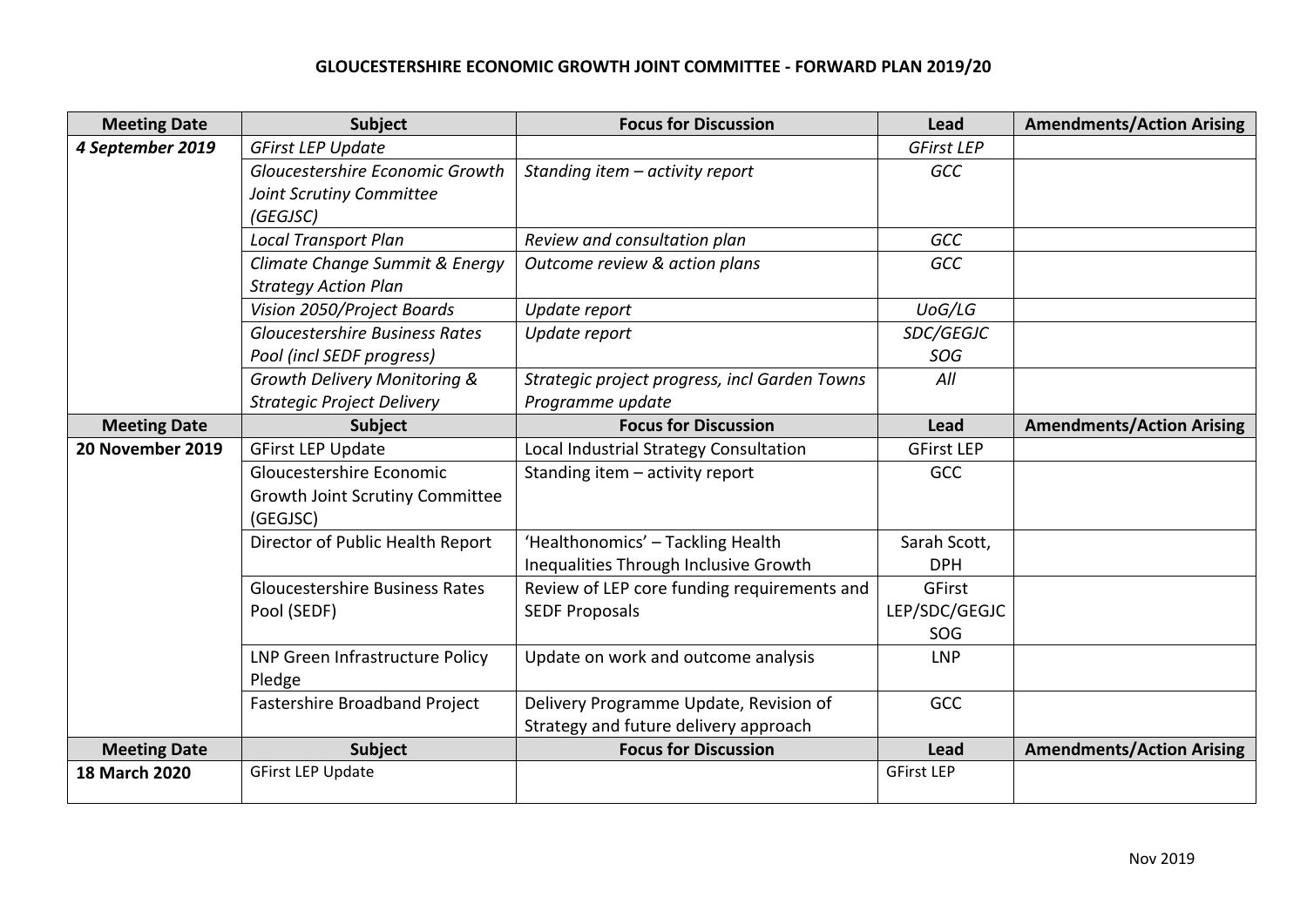# GLOUCESTERSHIRE ECONOMIC GROWTH JOINT COMMITTEE - FORWARD PLAN 2019/20

| Meeting Date | Subject | Focus for Discussion | Lead | Amendments/Action Arising |
|---|---|---|---|---|
| ***4 September 2019*** | *GFirst LEP Update* | | *GFirst LEP* | |
| | *Gloucestershire Economic Growth Joint Scrutiny Committee (GEGJSC)* | *Standing item – activity report* | *GCC* | |
| | *Local Transport Plan* | *Review and consultation plan* | *GCC* | |
| | *Climate Change Summit & Energy Strategy Action Plan* | *Outcome review & action plans* | *GCC* | |
| | *Vision 2050/Project Boards* | *Update report* | *UoG/LG* | |
| | *Gloucestershire Business Rates Pool (incl SEDF progress)* | *Update report* | *SDC/GEGJC SOG* | |
| | *Growth Delivery Monitoring & Strategic Project Delivery* | *Strategic project progress, incl Garden Towns Programme update* | *All* | |
| **Meeting Date** | **Subject** | **Focus for Discussion** | **Lead** | **Amendments/Action Arising** |
| **20 November 2019** | GFirst LEP Update | Local Industrial Strategy Consultation | GFirst LEP | |
| | Gloucestershire Economic Growth Joint Scrutiny Committee (GEGJSC) | Standing item – activity report | GCC | |
| | Director of Public Health Report | 'Healthonomics' – Tackling Health Inequalities Through Inclusive Growth | Sarah Scott, DPH | |
| | Gloucestershire Business Rates Pool (SEDF) | Review of LEP core funding requirements and SEDF Proposals | GFirst LEP/SDC/GEGJC SOG | |
| | LNP Green Infrastructure Policy Pledge | Update on work and outcome analysis | LNP | |
| | Fastershire Broadband Project | Delivery Programme Update, Revision of Strategy and future delivery approach | GCC | |
| **Meeting Date** | **Subject** | **Focus for Discussion** | **Lead** | **Amendments/Action Arising** |
| **18 March 2020** | GFirst LEP Update | | GFirst LEP | |

Nov 2019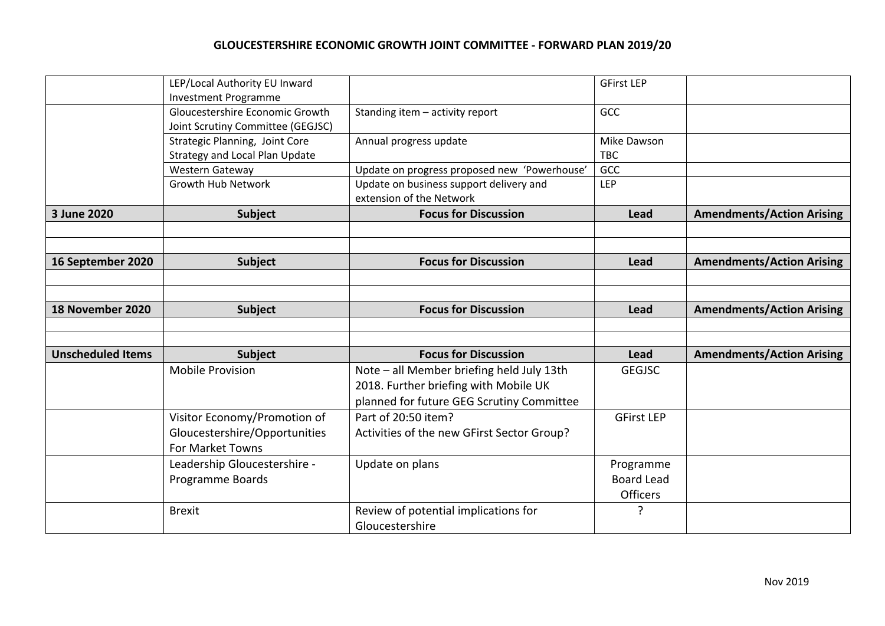# GLOUCESTERSHIRE ECONOMIC GROWTH JOINT COMMITTEE - FORWARD PLAN 2019/20

| | | | | |
|---|---|---|---|---|
| | LEP/Local Authority EU Inward Investment Programme | | GFirst LEP | |
| | Gloucestershire Economic Growth Joint Scrutiny Committee (GEGJSC) | Standing item – activity report | GCC | |
| | Strategic Planning, Joint Core Strategy and Local Plan Update | Annual progress update | Mike Dawson TBC | |
| | Western Gateway | Update on progress proposed new 'Powerhouse' | GCC | |
| | Growth Hub Network | Update on business support delivery and extension of the Network | LEP | |
| **3 June 2020** | **Subject** | **Focus for Discussion** | **Lead** | **Amendments/Action Arising** |
| | | | | |
| | | | | |
| **16 September 2020** | **Subject** | **Focus for Discussion** | **Lead** | **Amendments/Action Arising** |
| | | | | |
| | | | | |
| **18 November 2020** | **Subject** | **Focus for Discussion** | **Lead** | **Amendments/Action Arising** |
| | | | | |
| | | | | |
| **Unscheduled Items** | **Subject** | **Focus for Discussion** | **Lead** | **Amendments/Action Arising** |
| | Mobile Provision | Note – all Member briefing held July 13th 2018. Further briefing with Mobile UK planned for future GEG Scrutiny Committee | GEGJSC | |
| | Visitor Economy/Promotion of Gloucestershire/Opportunities For Market Towns | Part of 20:50 item? Activities of the new GFirst Sector Group? | GFirst LEP | |
| | Leadership Gloucestershire - Programme Boards | Update on plans | Programme Board Lead Officers | |
| | Brexit | Review of potential implications for Gloucestershire | ? | |

Nov 2019